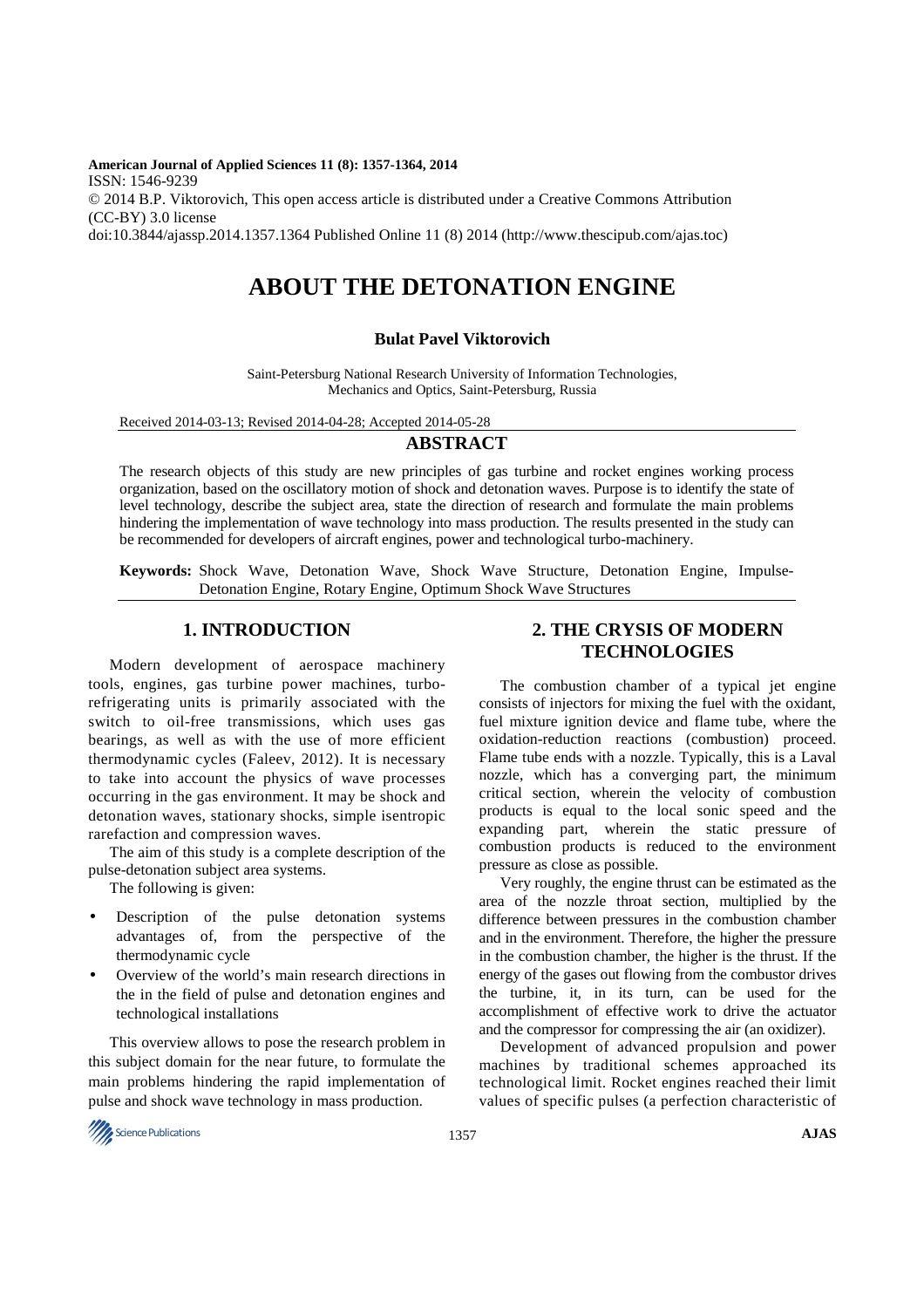American Journal of Applied Sciences 11 (8): 1357-1364, 2014
ISSN: 1546-9239
© 2014 B.P. Viktorovich, This open access article is distributed under a Creative Commons Attribution (CC-BY) 3.0 license
doi:10.3844/ajassp.2014.1357.1364 Published Online 11 (8) 2014 (http://www.thescipub.com/ajas.toc)

# ABOUT THE DETONATION ENGINE

**Bulat Pavel Viktorovich**

Saint-Petersburg National Research University of Information Technologies, Mechanics and Optics, Saint-Petersburg, Russia

Received 2014-03-13; Revised 2014-04-28; Accepted 2014-05-28

## ABSTRACT

The research objects of this study are new principles of gas turbine and rocket engines working process organization, based on the oscillatory motion of shock and detonation waves. Purpose is to identify the state of level technology, describe the subject area, state the direction of research and formulate the main problems hindering the implementation of wave technology into mass production. The results presented in the study can be recommended for developers of aircraft engines, power and technological turbo-machinery.

**Keywords:** Shock Wave, Detonation Wave, Shock Wave Structure, Detonation Engine, Impulse-Detonation Engine, Rotary Engine, Optimum Shock Wave Structures

## 1. INTRODUCTION

Modern development of aerospace machinery tools, engines, gas turbine power machines, turbo-refrigerating units is primarily associated with the switch to oil-free transmissions, which uses gas bearings, as well as with the use of more efficient thermodynamic cycles (Faleev, 2012). It is necessary to take into account the physics of wave processes occurring in the gas environment. It may be shock and detonation waves, stationary shocks, simple isentropic rarefaction and compression waves.

The aim of this study is a complete description of the pulse-detonation subject area systems.

The following is given:

- Description of the pulse detonation systems advantages of, from the perspective of the thermodynamic cycle
- Overview of the world's main research directions in the in the field of pulse and detonation engines and technological installations

This overview allows to pose the research problem in this subject domain for the near future, to formulate the main problems hindering the rapid implementation of pulse and shock wave technology in mass production.

## 2. THE CRYSIS OF MODERN TECHNOLOGIES

The combustion chamber of a typical jet engine consists of injectors for mixing the fuel with the oxidant, fuel mixture ignition device and flame tube, where the oxidation-reduction reactions (combustion) proceed. Flame tube ends with a nozzle. Typically, this is a Laval nozzle, which has a converging part, the minimum critical section, wherein the velocity of combustion products is equal to the local sonic speed and the expanding part, wherein the static pressure of combustion products is reduced to the environment pressure as close as possible.

Very roughly, the engine thrust can be estimated as the area of the nozzle throat section, multiplied by the difference between pressures in the combustion chamber and in the environment. Therefore, the higher the pressure in the combustion chamber, the higher is the thrust. If the energy of the gases out flowing from the combustor drives the turbine, it, in its turn, can be used for the accomplishment of effective work to drive the actuator and the compressor for compressing the air (an oxidizer).

Development of advanced propulsion and power machines by traditional schemes approached its technological limit. Rocket engines reached their limit values of specific pulses (a perfection characteristic of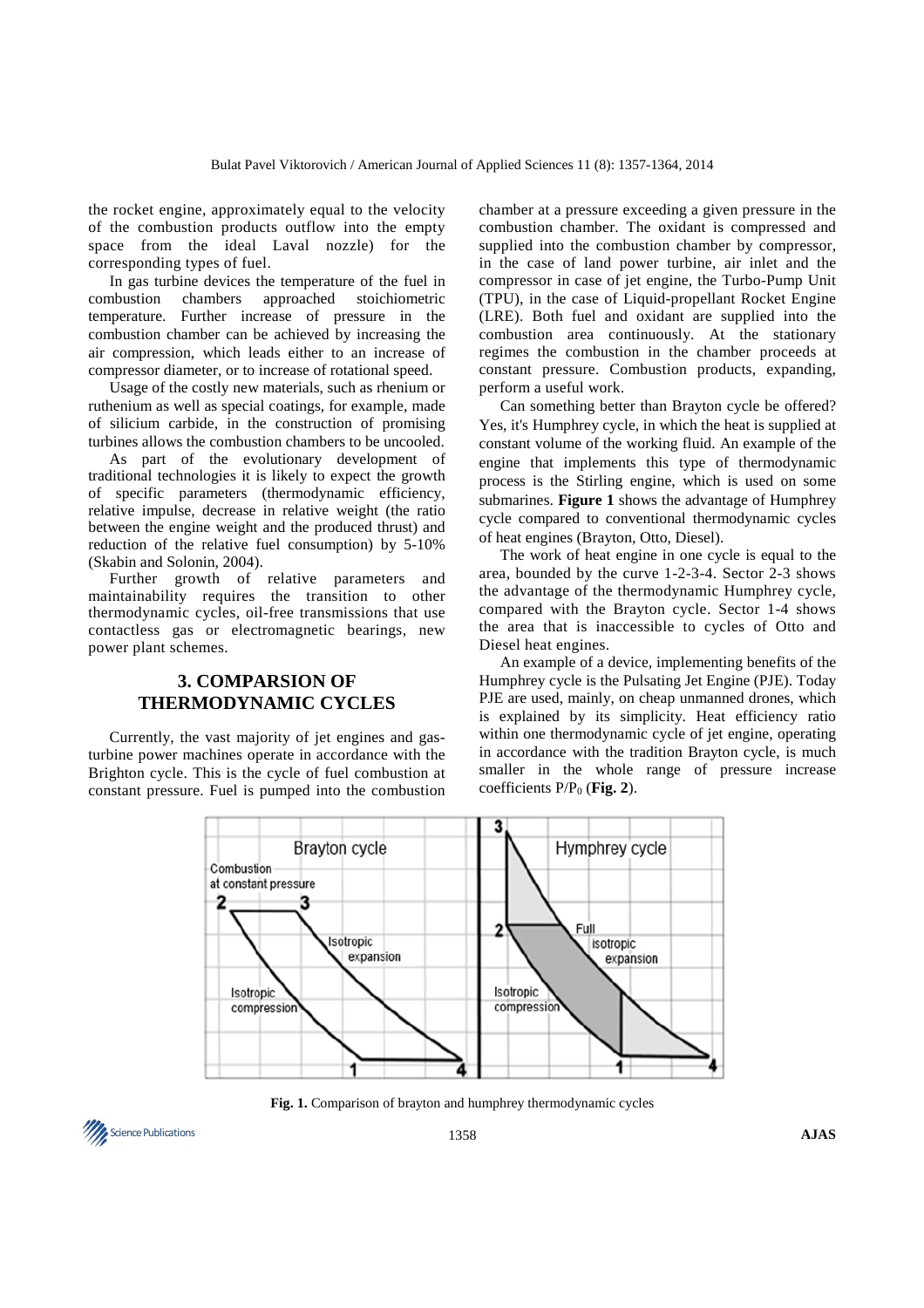the rocket engine, approximately equal to the velocity of the combustion products outflow into the empty space from the ideal Laval nozzle) for the corresponding types of fuel.

In gas turbine devices the temperature of the fuel in combustion chambers approached stoichiometric temperature. Further increase of pressure in the combustion chamber can be achieved by increasing the air compression, which leads either to an increase of compressor diameter, or to increase of rotational speed.

Usage of the costly new materials, such as rhenium or ruthenium as well as special coatings, for example, made of silicium carbide, in the construction of promising turbines allows the combustion chambers to be uncooled.

As part of the evolutionary development of traditional technologies it is likely to expect the growth of specific parameters (thermodynamic efficiency, relative impulse, decrease in relative weight (the ratio between the engine weight and the produced thrust) and reduction of the relative fuel consumption) by 5-10% (Skabin and Solonin, 2004).

Further growth of relative parameters and maintainability requires the transition to other thermodynamic cycles, oil-free transmissions that use contactless gas or electromagnetic bearings, new power plant schemes.

## 3. COMPARSION OF THERMODYNAMIC CYCLES

Currently, the vast majority of jet engines and gas-turbine power machines operate in accordance with the Brighton cycle. This is the cycle of fuel combustion at constant pressure. Fuel is pumped into the combustion chamber at a pressure exceeding a given pressure in the combustion chamber. The oxidant is compressed and supplied into the combustion chamber by compressor, in the case of land power turbine, air inlet and the compressor in case of jet engine, the Turbo-Pump Unit (TPU), in the case of Liquid-propellant Rocket Engine (LRE). Both fuel and oxidant are supplied into the combustion area continuously. At the stationary regimes the combustion in the chamber proceeds at constant pressure. Combustion products, expanding, perform a useful work.

Can something better than Brayton cycle be offered? Yes, it's Humphrey cycle, in which the heat is supplied at constant volume of the working fluid. An example of the engine that implements this type of thermodynamic process is the Stirling engine, which is used on some submarines. **Figure 1** shows the advantage of Humphrey cycle compared to conventional thermodynamic cycles of heat engines (Brayton, Otto, Diesel).

The work of heat engine in one cycle is equal to the area, bounded by the curve 1-2-3-4. Sector 2-3 shows the advantage of the thermodynamic Humphrey cycle, compared with the Brayton cycle. Sector 1-4 shows the area that is inaccessible to cycles of Otto and Diesel heat engines.

An example of a device, implementing benefits of the Humphrey cycle is the Pulsating Jet Engine (PJE). Today PJE are used, mainly, on cheap unmanned drones, which is explained by its simplicity. Heat efficiency ratio within one thermodynamic cycle of jet engine, operating in accordance with the tradition Brayton cycle, is much smaller in the whole range of pressure increase coefficients $P/P_0$ (**Fig. 2**).

Brayton cycle
Combustion at constant pressure
2
3
Isotropic expansion
Isotropic compression
1
4

Hymphrey cycle
3
2
Full isotropic expansion
Isotropic compression
1
4

**Fig. 1.** Comparison of brayton and humphrey thermodynamic cycles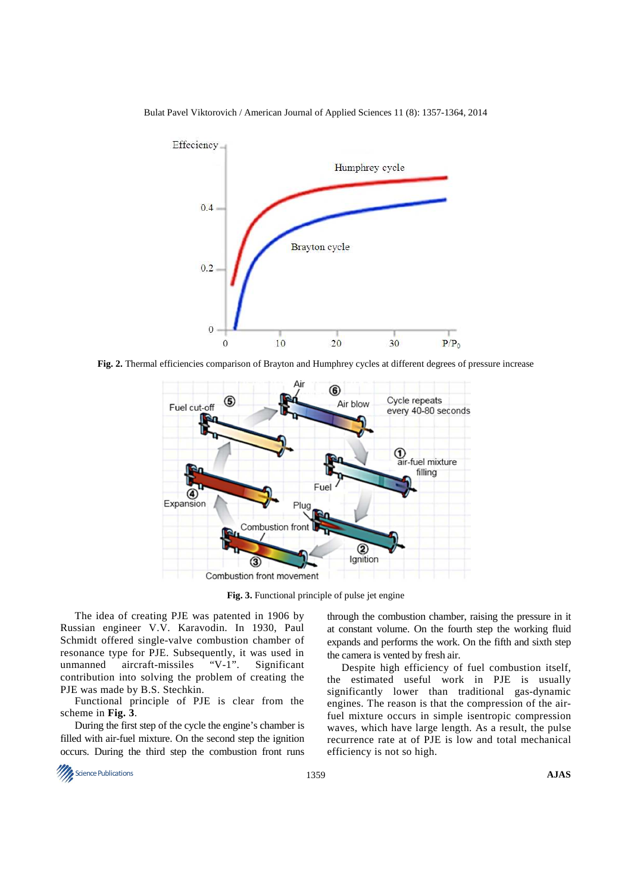**Fig. 2.** Thermal efficiencies comparison of Brayton and Humphrey cycles at different degrees of pressure increase

**Fig. 3.** Functional principle of pulse jet engine

The idea of creating PJE was patented in 1906 by Russian engineer V.V. Karavodin. In 1930, Paul Schmidt offered single-valve combustion chamber of resonance type for PJE. Subsequently, it was used in unmanned aircraft-missiles "V-1". Significant contribution into solving the problem of creating the PJE was made by B.S. Stechkin.

Functional principle of PJE is clear from the scheme in **Fig. 3**.

During the first step of the cycle the engine's chamber is filled with air-fuel mixture. On the second step the ignition occurs. During the third step the combustion front runs through the combustion chamber, raising the pressure in it at constant volume. On the fourth step the working fluid expands and performs the work. On the fifth and sixth step the camera is vented by fresh air.

Despite high efficiency of fuel combustion itself, the estimated useful work in PJE is usually significantly lower than traditional gas-dynamic engines. The reason is that the compression of the air-fuel mixture occurs in simple isentropic compression waves, which have large length. As a result, the pulse recurrence rate at of PJE is low and total mechanical efficiency is not so high.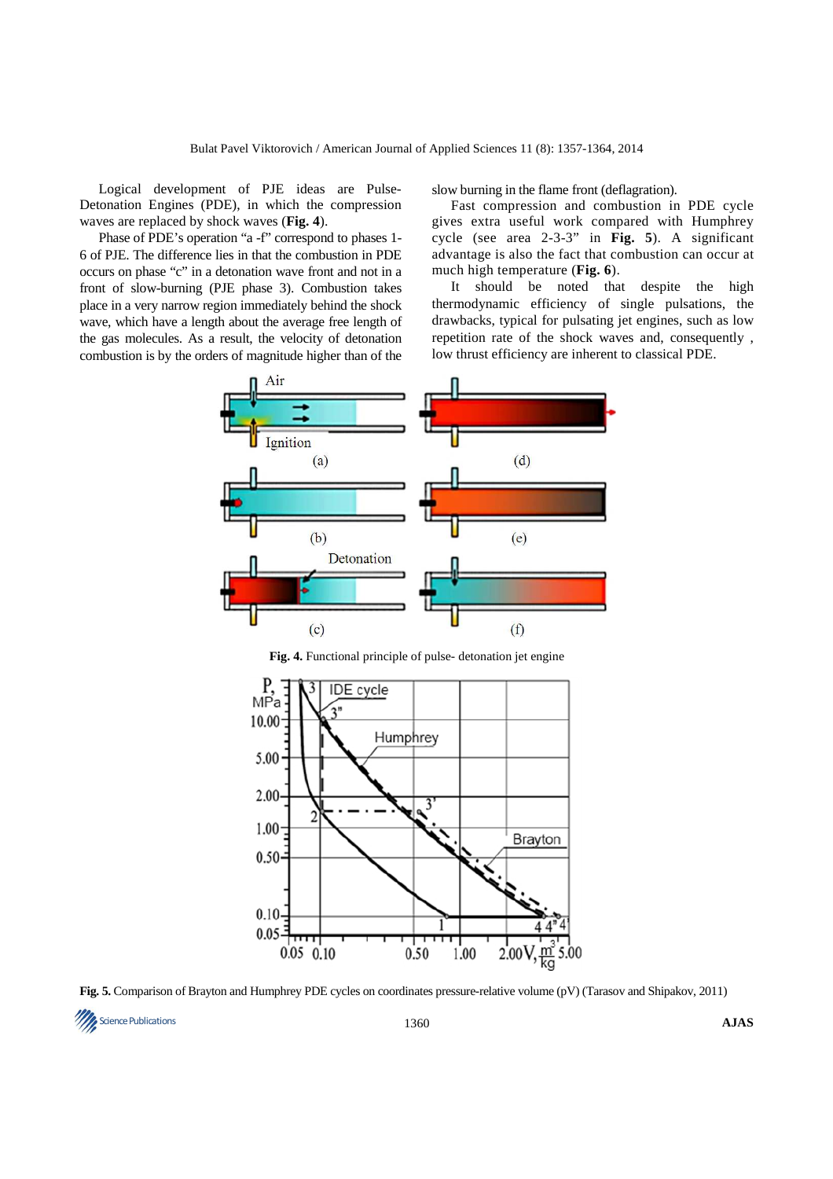Logical development of PJE ideas are Pulse-Detonation Engines (PDE), in which the compression waves are replaced by shock waves (**Fig. 4**).

Phase of PDE's operation "a -f" correspond to phases 1-6 of PJE. The difference lies in that the combustion in PDE occurs on phase "c" in a detonation wave front and not in a front of slow-burning (PJE phase 3). Combustion takes place in a very narrow region immediately behind the shock wave, which have a length about the average free length of the gas molecules. As a result, the velocity of detonation combustion is by the orders of magnitude higher than of the slow burning in the flame front (deflagration).

Fast compression and combustion in PDE cycle gives extra useful work compared with Humphrey cycle (see area 2-3-3" in **Fig. 5**). A significant advantage is also the fact that combustion can occur at much high temperature (**Fig. 6**).

It should be noted that despite the high thermodynamic efficiency of single pulsations, the drawbacks, typical for pulsating jet engines, such as low repetition rate of the shock waves and, consequently , low thrust efficiency are inherent to classical PDE.

**Fig. 4.** Functional principle of pulse- detonation jet engine

**Fig. 5.** Comparison of Brayton and Humphrey PDE cycles on coordinates pressure-relative volume (pV) (Tarasov and Shipakov, 2011)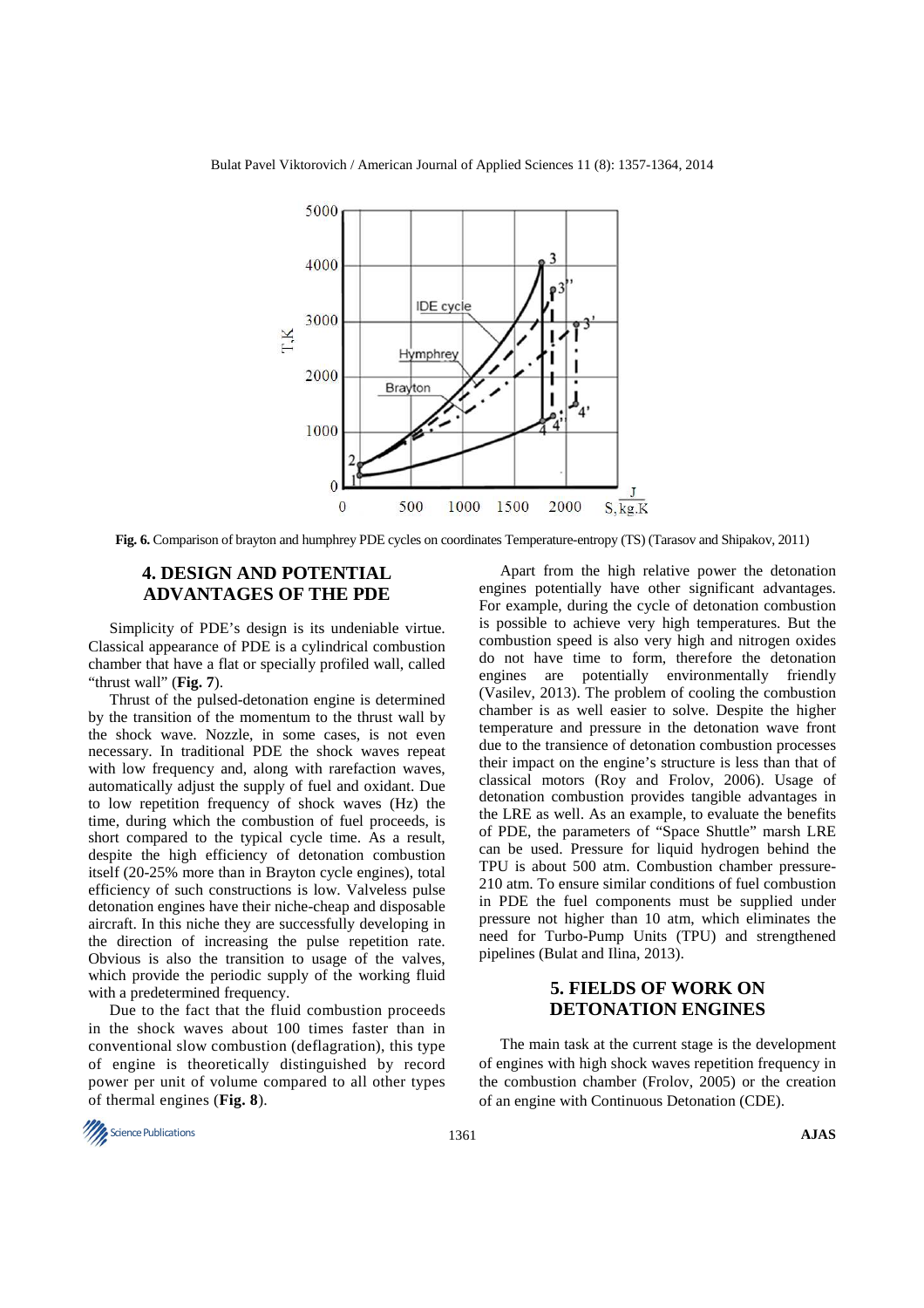**Fig. 6.** Comparison of brayton and humphrey PDE cycles on coordinates Temperature-entropy (TS) (Tarasov and Shipakov, 2011)

## 4. DESIGN AND POTENTIAL ADVANTAGES OF THE PDE

Simplicity of PDE's design is its undeniable virtue. Classical appearance of PDE is a cylindrical combustion chamber that have a flat or specially profiled wall, called "thrust wall" (**Fig. 7**).

Thrust of the pulsed-detonation engine is determined by the transition of the momentum to the thrust wall by the shock wave. Nozzle, in some cases, is not even necessary. In traditional PDE the shock waves repeat with low frequency and, along with rarefaction waves, automatically adjust the supply of fuel and oxidant. Due to low repetition frequency of shock waves (Hz) the time, during which the combustion of fuel proceeds, is short compared to the typical cycle time. As a result, despite the high efficiency of detonation combustion itself (20-25% more than in Brayton cycle engines), total efficiency of such constructions is low. Valveless pulse detonation engines have their niche-cheap and disposable aircraft. In this niche they are successfully developing in the direction of increasing the pulse repetition rate. Obvious is also the transition to usage of the valves, which provide the periodic supply of the working fluid with a predetermined frequency.

Due to the fact that the fluid combustion proceeds in the shock waves about 100 times faster than in conventional slow combustion (deflagration), this type of engine is theoretically distinguished by record power per unit of volume compared to all other types of thermal engines (**Fig. 8**).

Apart from the high relative power the detonation engines potentially have other significant advantages. For example, during the cycle of detonation combustion is possible to achieve very high temperatures. But the combustion speed is also very high and nitrogen oxides do not have time to form, therefore the detonation engines are potentially environmentally friendly (Vasilev, 2013). The problem of cooling the combustion chamber is as well easier to solve. Despite the higher temperature and pressure in the detonation wave front due to the transience of detonation combustion processes their impact on the engine's structure is less than that of classical motors (Roy and Frolov, 2006). Usage of detonation combustion provides tangible advantages in the LRE as well. As an example, to evaluate the benefits of PDE, the parameters of "Space Shuttle" marsh LRE can be used. Pressure for liquid hydrogen behind the TPU is about 500 atm. Combustion chamber pressure-210 atm. To ensure similar conditions of fuel combustion in PDE the fuel components must be supplied under pressure not higher than 10 atm, which eliminates the need for Turbo-Pump Units (TPU) and strengthened pipelines (Bulat and Ilina, 2013).

## 5. FIELDS OF WORK ON DETONATION ENGINES

The main task at the current stage is the development of engines with high shock waves repetition frequency in the combustion chamber (Frolov, 2005) or the creation of an engine with Continuous Detonation (CDE).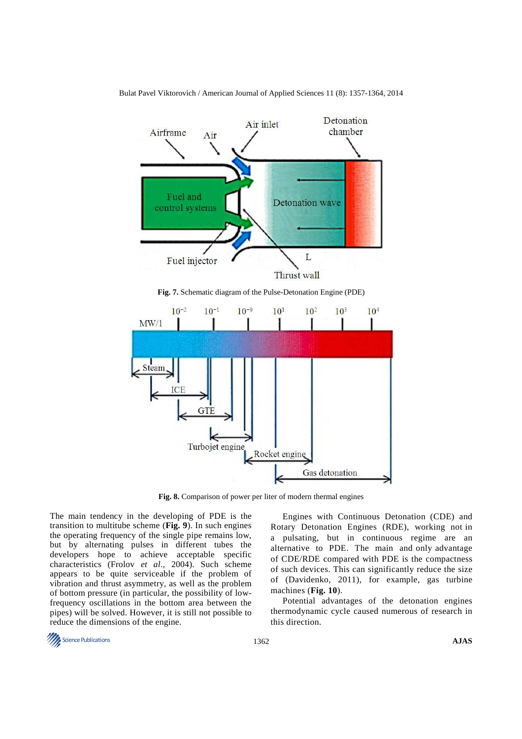Fig. 7. Schematic diagram of the Pulse-Detonation Engine (PDE)

Fig. 8. Comparison of power per liter of modern thermal engines

The main tendency in the developing of PDE is the transition to multitube scheme (**Fig. 9**). In such engines the operating frequency of the single pipe remains low, but by alternating pulses in different tubes the developers hope to achieve acceptable specific characteristics (Frolov *et al*., 2004). Such scheme appears to be quite serviceable if the problem of vibration and thrust asymmetry, as well as the problem of bottom pressure (in particular, the possibility of low-frequency oscillations in the bottom area between the pipes) will be solved. However, it is still not possible to reduce the dimensions of the engine.

Engines with Continuous Detonation (CDE) and Rotary Detonation Engines (RDE), working not in a pulsating, but in continuous regime are an alternative to PDE. The main and only advantage of CDE/RDE compared with PDE is the compactness of such devices. This can significantly reduce the size of (Davidenko, 2011), for example, gas turbine machines (**Fig. 10**).

Potential advantages of the detonation engines thermodynamic cycle caused numerous of research in this direction.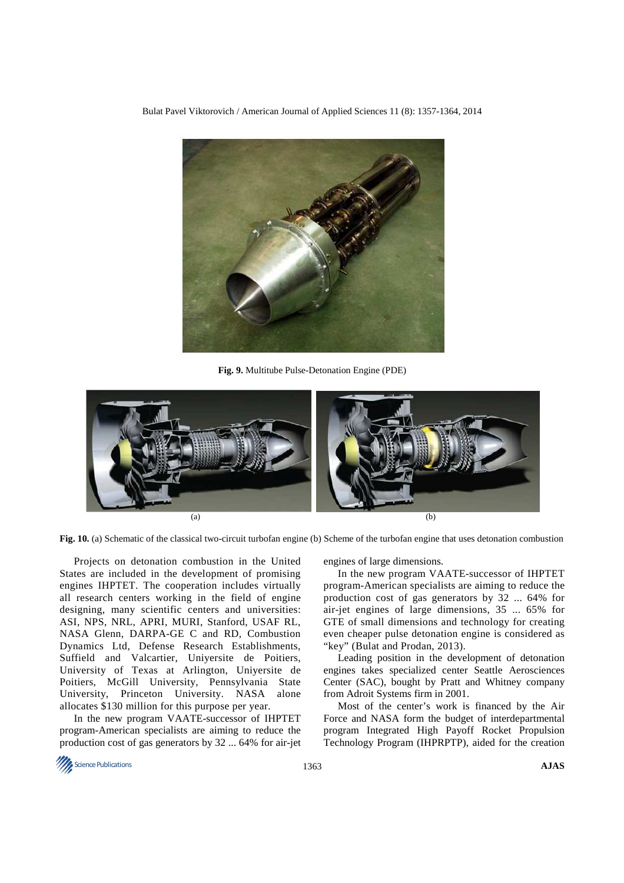**Fig. 9.** Multitube Pulse-Detonation Engine (PDE)

(a) (b)

**Fig. 10.** (a) Schematic of the classical two-circuit turbofan engine (b) Scheme of the turbofan engine that uses detonation combustion

Projects on detonation combustion in the United States are included in the development of promising engines IHPTET. The cooperation includes virtually all research centers working in the field of engine designing, many scientific centers and universities: ASI, NPS, NRL, APRI, MURI, Stanford, USAF RL, NASA Glenn, DARPA-GE C and RD, Combustion Dynamics Ltd, Defense Research Establishments, Suffield and Valcartier, Uniyersite de Poitiers, University of Texas at Arlington, Uniyersite de Poitiers, McGill University, Pennsylvania State University, Princeton University. NASA alone allocates \$130 million for this purpose per year.

In the new program VAATE-successor of IHPTET program-American specialists are aiming to reduce the production cost of gas generators by 32 ... 64% for air-jet engines of large dimensions.

In the new program VAATE-successor of IHPTET program-American specialists are aiming to reduce the production cost of gas generators by 32 ... 64% for air-jet engines of large dimensions, 35 ... 65% for GTE of small dimensions and technology for creating even cheaper pulse detonation engine is considered as "key" (Bulat and Prodan, 2013).

Leading position in the development of detonation engines takes specialized center Seattle Aerosciences Center (SAC), bought by Pratt and Whitney company from Adroit Systems firm in 2001.

Most of the center's work is financed by the Air Force and NASA form the budget of interdepartmental program Integrated High Payoff Rocket Propulsion Technology Program (IHPRPTP), aided for the creation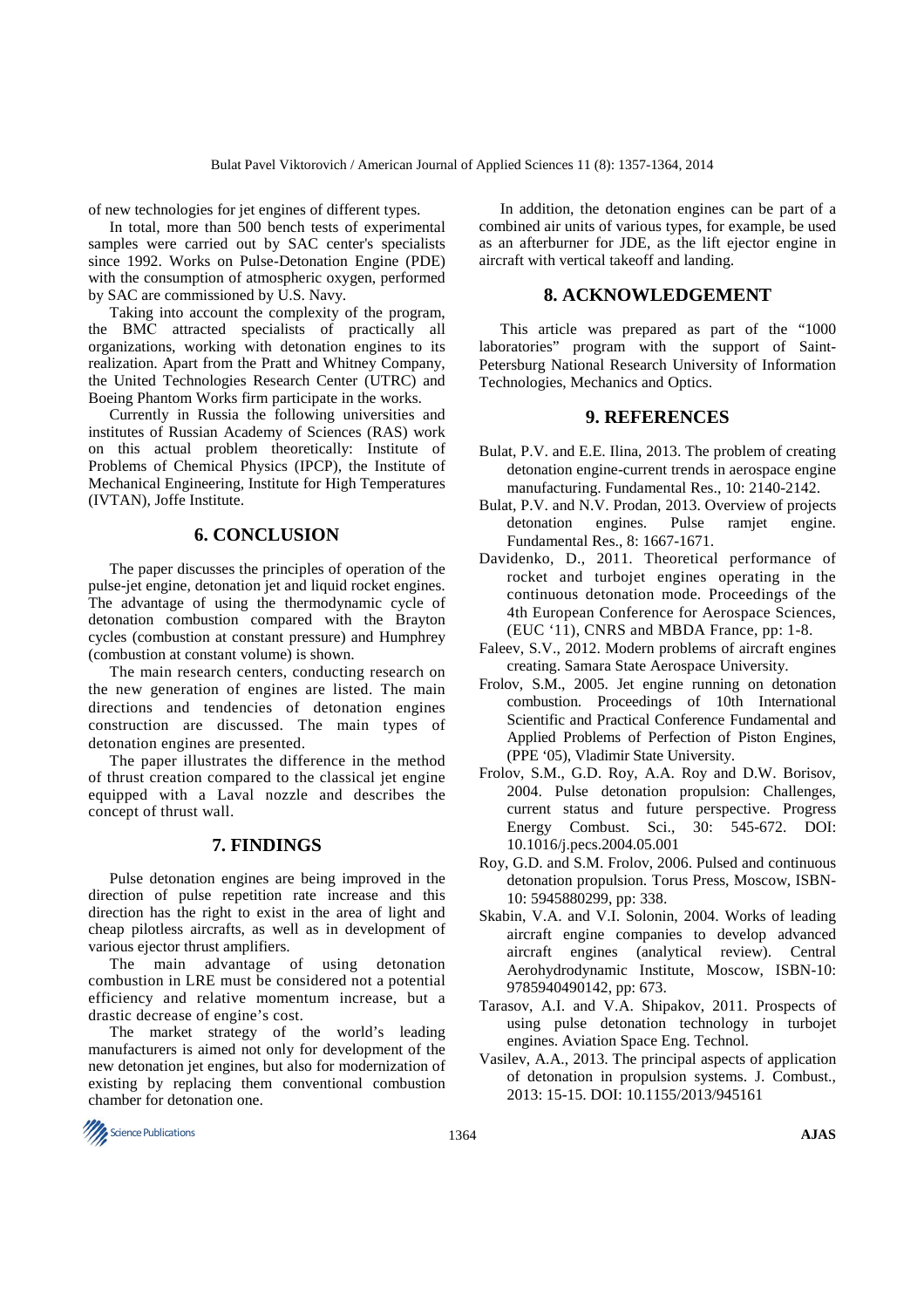of new technologies for jet engines of different types.

In total, more than 500 bench tests of experimental samples were carried out by SAC center's specialists since 1992. Works on Pulse-Detonation Engine (PDE) with the consumption of atmospheric oxygen, performed by SAC are commissioned by U.S. Navy.

Taking into account the complexity of the program, the BMC attracted specialists of practically all organizations, working with detonation engines to its realization. Apart from the Pratt and Whitney Company, the United Technologies Research Center (UTRC) and Boeing Phantom Works firm participate in the works.

Currently in Russia the following universities and institutes of Russian Academy of Sciences (RAS) work on this actual problem theoretically: Institute of Problems of Chemical Physics (IPCP), the Institute of Mechanical Engineering, Institute for High Temperatures (IVTAN), Joffe Institute.

## 6. CONCLUSION

The paper discusses the principles of operation of the pulse-jet engine, detonation jet and liquid rocket engines. The advantage of using the thermodynamic cycle of detonation combustion compared with the Brayton cycles (combustion at constant pressure) and Humphrey (combustion at constant volume) is shown.

The main research centers, conducting research on the new generation of engines are listed. The main directions and tendencies of detonation engines construction are discussed. The main types of detonation engines are presented.

The paper illustrates the difference in the method of thrust creation compared to the classical jet engine equipped with a Laval nozzle and describes the concept of thrust wall.

## 7. FINDINGS

Pulse detonation engines are being improved in the direction of pulse repetition rate increase and this direction has the right to exist in the area of light and cheap pilotless aircrafts, as well as in development of various ejector thrust amplifiers.

The main advantage of using detonation combustion in LRE must be considered not a potential efficiency and relative momentum increase, but a drastic decrease of engine's cost.

The market strategy of the world's leading manufacturers is aimed not only for development of the new detonation jet engines, but also for modernization of existing by replacing them conventional combustion chamber for detonation one.

In addition, the detonation engines can be part of a combined air units of various types, for example, be used as an afterburner for JDE, as the lift ejector engine in aircraft with vertical takeoff and landing.

## 8. ACKNOWLEDGEMENT

This article was prepared as part of the "1000 laboratories" program with the support of Saint-Petersburg National Research University of Information Technologies, Mechanics and Optics.

## 9. REFERENCES

Bulat, P.V. and E.E. Ilina, 2013. The problem of creating detonation engine-current trends in aerospace engine manufacturing. Fundamental Res., 10: 2140-2142.

Bulat, P.V. and N.V. Prodan, 2013. Overview of projects detonation engines. Pulse ramjet engine. Fundamental Res., 8: 1667-1671.

Davidenko, D., 2011. Theoretical performance of rocket and turbojet engines operating in the continuous detonation mode. Proceedings of the 4th European Conference for Aerospace Sciences, (EUC '11), CNRS and MBDA France, pp: 1-8.

Faleev, S.V., 2012. Modern problems of aircraft engines creating. Samara State Aerospace University.

Frolov, S.M., 2005. Jet engine running on detonation combustion. Proceedings of 10th International Scientific and Practical Conference Fundamental and Applied Problems of Perfection of Piston Engines, (PPE '05), Vladimir State University.

Frolov, S.M., G.D. Roy, A.A. Roy and D.W. Borisov, 2004. Pulse detonation propulsion: Challenges, current status and future perspective. Progress Energy Combust. Sci., 30: 545-672. DOI: 10.1016/j.pecs.2004.05.001

Roy, G.D. and S.M. Frolov, 2006. Pulsed and continuous detonation propulsion. Torus Press, Moscow, ISBN-10: 5945880299, pp: 338.

Skabin, V.A. and V.I. Solonin, 2004. Works of leading aircraft engine companies to develop advanced aircraft engines (analytical review). Central Aerohydrodynamic Institute, Moscow, ISBN-10: 9785940490142, pp: 673.

Tarasov, A.I. and V.A. Shipakov, 2011. Prospects of using pulse detonation technology in turbojet engines. Aviation Space Eng. Technol.

Vasilev, A.A., 2013. The principal aspects of application of detonation in propulsion systems. J. Combust., 2013: 15-15. DOI: 10.1155/2013/945161